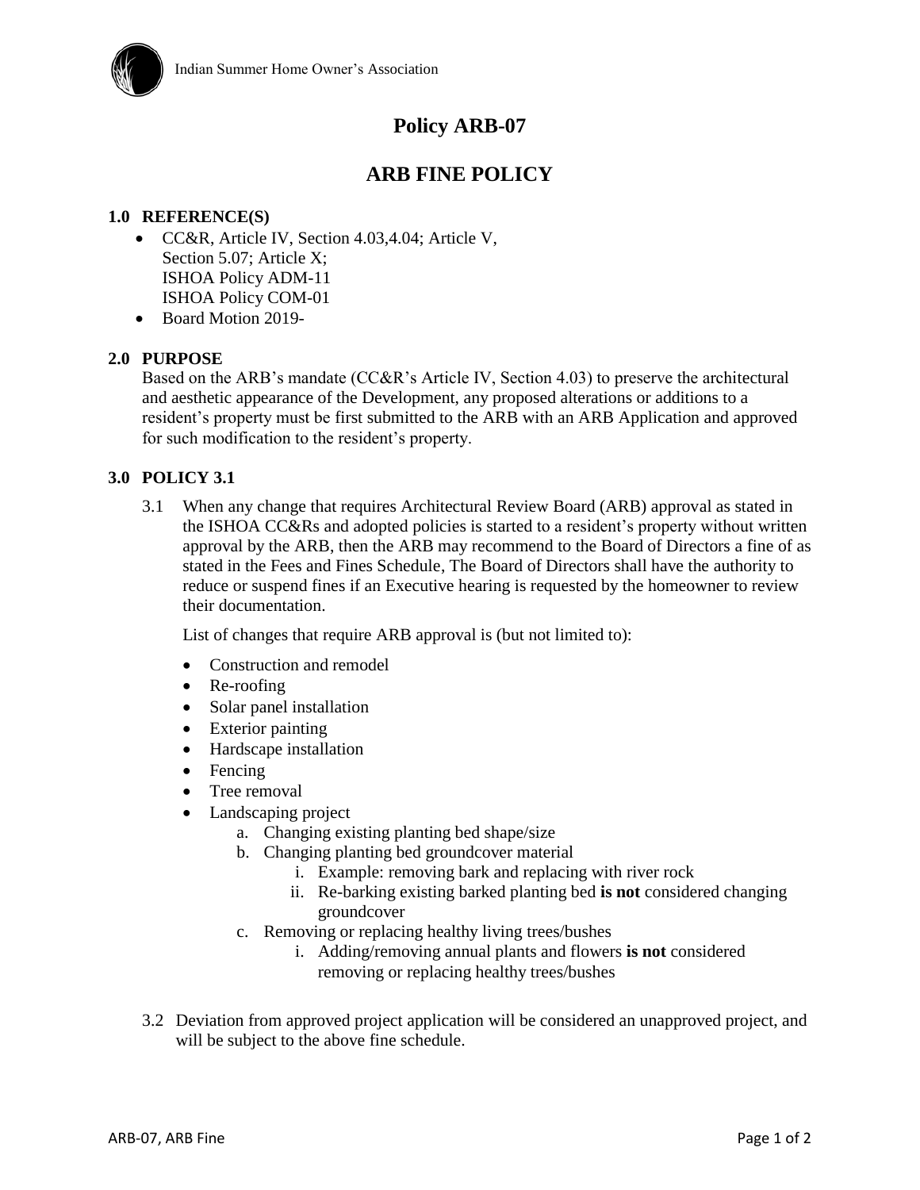Indian Summer Home Owner's Association

# Policy ARB-07

# ARB FINE POLICY

### 1.0 REFERENCE(S)

- CC&R, Article IV, Section 4.03,4.04; Article V, Section 5.07; Article X; ISHOA Policy ADM-11 ISHOA Policy COM-01
- Board Motion 2019-

### 2.0 PURPOSE

Based on the ARB's mandate (CC&R's Article IV, Section 4.03) to preserve the architectural and aesthetic appearance of the Development, any proposed alterations or additions to a resident's property must be first submitted to the ARB with an ARB Application and approved for such modification to the resident's property.

### 3.0 POLICY 3.1

3.1 When any change that requires Architectural Review Board (ARB) approval as stated in the ISHOA CC&Rs and adopted policies is started to a resident's property without written approval by the ARB, then the ARB may recommend to the Board of Directors a fine of as stated in the Fees and Fines Schedule, The Board of Directors shall have the authority to reduce or suspend fines if an Executive hearing is requested by the homeowner to review their documentation.

List of changes that require ARB approval is (but not limited to):

- Construction and remodel
- Re-roofing
- Solar panel installation
- Exterior painting
- Hardscape installation
- Fencing
- Tree removal
- Landscaping project
  - a. Changing existing planting bed shape/size
  - b. Changing planting bed groundcover material
    - i. Example: removing bark and replacing with river rock
    - ii. Re-barking existing barked planting bed **is not** considered changing groundcover
  - c. Removing or replacing healthy living trees/bushes
    - i. Adding/removing annual plants and flowers **is not** considered removing or replacing healthy trees/bushes

3.2 Deviation from approved project application will be considered an unapproved project, and will be subject to the above fine schedule.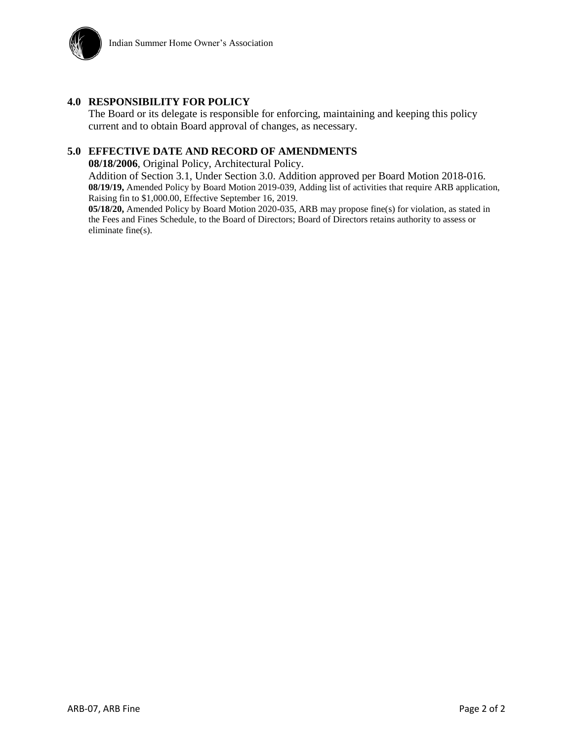## 4.0 RESPONSIBILITY FOR POLICY

The Board or its delegate is responsible for enforcing, maintaining and keeping this policy current and to obtain Board approval of changes, as necessary.

## 5.0 EFFECTIVE DATE AND RECORD OF AMENDMENTS

**08/18/2006**, Original Policy, Architectural Policy.

Addition of Section 3.1, Under Section 3.0. Addition approved per Board Motion 2018-016.

**08/19/19,** Amended Policy by Board Motion 2019-039, Adding list of activities that require ARB application, Raising fin to $1,000.00, Effective September 16, 2019.

**05/18/20,** Amended Policy by Board Motion 2020-035, ARB may propose fine(s) for violation, as stated in the Fees and Fines Schedule, to the Board of Directors; Board of Directors retains authority to assess or eliminate fine(s).